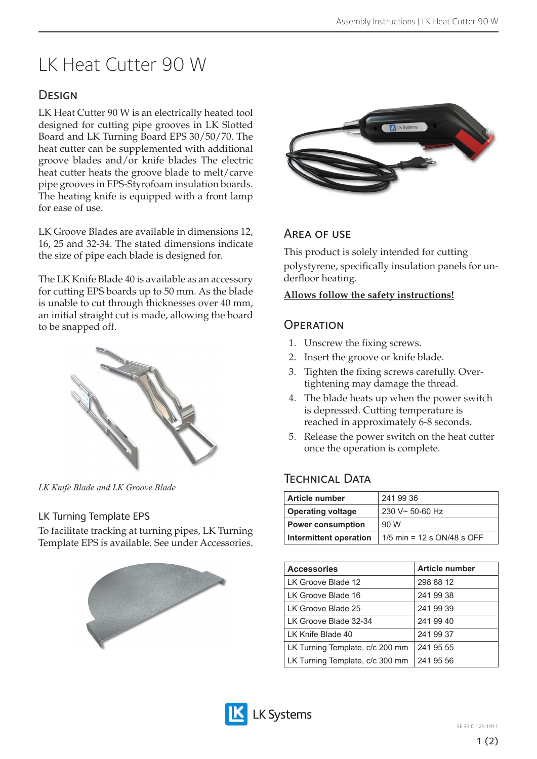# LK Heat Cutter 90 W

## Design

LK Heat Cutter 90 W is an electrically heated tool designed for cutting pipe grooves in LK Slotted Board and LK Turning Board EPS 30/50/70. The heat cutter can be supplemented with additional groove blades and/or knife blades The electric heat cutter heats the groove blade to melt/carve pipe grooves in EPS-Styrofoam insulation boards. The heating knife is equipped with a front lamp for ease of use.

LK Groove Blades are available in dimensions 12, 16, 25 and 32-34. The stated dimensions indicate the size of pipe each blade is designed for.

The LK Knife Blade 40 is available as an accessory for cutting EPS boards up to 50 mm. As the blade is unable to cut through thicknesses over 40 mm, an initial straight cut is made, allowing the board to be snapped off.

*LK Knife Blade and LK Groove Blade*

### LK Turning Template EPS

To facilitate tracking at turning pipes, LK Turning Template EPS is available. See under Accessories.

## Area of use

This product is solely intended for cutting polystyrene, specifically insulation panels for underfloor heating.

**Allows follow the safety instructions!**

## Operation

1. Unscrew the fixing screws.
2. Insert the groove or knife blade.
3. Tighten the fixing screws carefully. Over-tightening may damage the thread.
4. The blade heats up when the power switch is depressed. Cutting temperature is reached in approximately 6-8 seconds.
5. Release the power switch on the heat cutter once the operation is complete.

## Technical Data

| | |
|---|---|
| **Article number** | 241 99 36 |
| **Operating voltage** | 230 V~ 50-60 Hz |
| **Power consumption** | 90 W |
| **Intermittent operation** | 1/5 min = 12 s ON/48 s OFF |

| Accessories | Article number |
|---|---|
| LK Groove Blade 12 | 298 88 12 |
| LK Groove Blade 16 | 241 99 38 |
| LK Groove Blade 25 | 241 99 39 |
| LK Groove Blade 32-34 | 241 99 40 |
| LK Knife Blade 40 | 241 99 37 |
| LK Turning Template, c/c 200 mm | 241 95 55 |
| LK Turning Template, c/c 300 mm | 241 95 56 |

LK Systems

SE.33.C.125.1911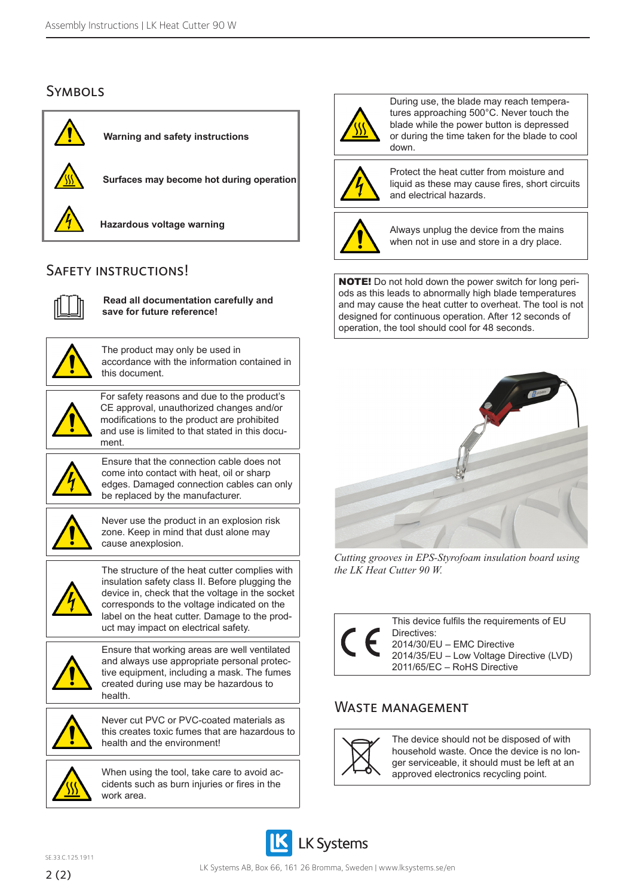## Symbols

| | |
|---|---|
| | **Warning and safety instructions** |
| | **Surfaces may become hot during operation** |
| | **Hazardous voltage warning** |

## Safety instructions!

**Read all documentation carefully and save for future reference!**

The product may only be used in accordance with the information contained in this document.

For safety reasons and due to the product's CE approval, unauthorized changes and/or modifications to the product are prohibited and use is limited to that stated in this document.

Ensure that the connection cable does not come into contact with heat, oil or sharp edges. Damaged connection cables can only be replaced by the manufacturer.

Never use the product in an explosion risk zone. Keep in mind that dust alone may cause anexplosion.

The structure of the heat cutter complies with insulation safety class II. Before plugging the device in, check that the voltage in the socket corresponds to the voltage indicated on the label on the heat cutter. Damage to the product may impact on electrical safety.

Ensure that working areas are well ventilated and always use appropriate personal protective equipment, including a mask. The fumes created during use may be hazardous to health.

Never cut PVC or PVC-coated materials as this creates toxic fumes that are hazardous to health and the environment!

When using the tool, take care to avoid accidents such as burn injuries or fires in the work area.

During use, the blade may reach temperatures approaching 500°C. Never touch the blade while the power button is depressed or during the time taken for the blade to cool down.

Protect the heat cutter from moisture and liquid as these may cause fires, short circuits and electrical hazards.

Always unplug the device from the mains when not in use and store in a dry place.

**NOTE!** Do not hold down the power switch for long periods as this leads to abnormally high blade temperatures and may cause the heat cutter to overheat. The tool is not designed for continuous operation. After 12 seconds of operation, the tool should cool for 48 seconds.

*Cutting grooves in EPS-Styrofoam insulation board using the LK Heat Cutter 90 W.*

This device fulfils the requirements of EU Directives:
2014/30/EU – EMC Directive
2014/35/EU – Low Voltage Directive (LVD)
2011/65/EC – RoHS Directive

## Waste management

The device should not be disposed of with household waste. Once the device is no longer serviceable, it should must be left at an approved electronics recycling point.

SE.33.C.125.1911

LK Systems

LK Systems AB, Box 66, 161 26 Bromma, Sweden | www.lksystems.se/en